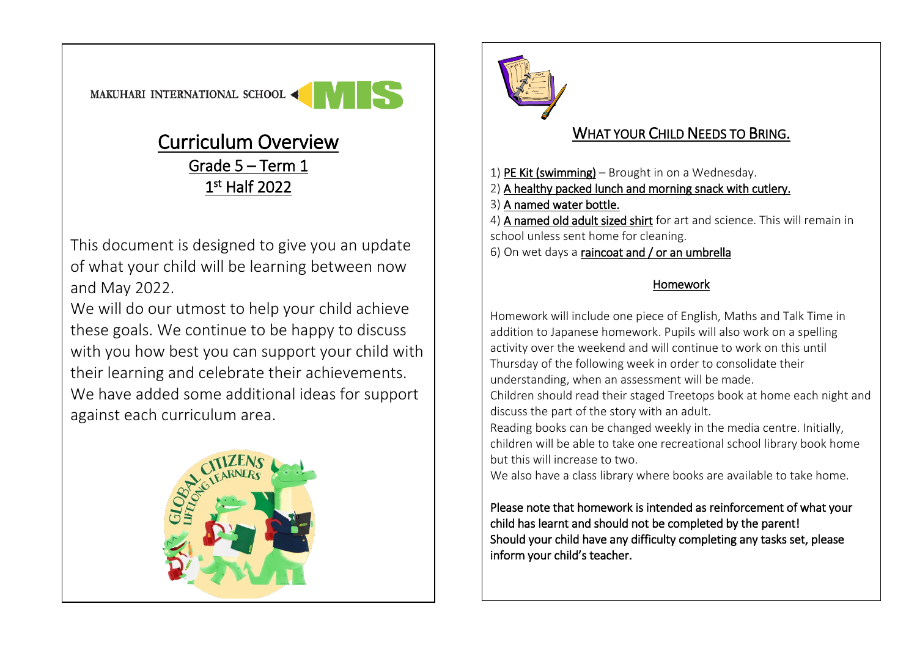MAKUHARI INTERNATIONAL SCHOOL MIS

# Curriculum Overview

## Grade 5 – Term 1

## 1st Half 2022

This document is designed to give you an update of what your child will be learning between now and May 2022.

We will do our utmost to help your child achieve these goals. We continue to be happy to discuss with you how best you can support your child with their learning and celebrate their achievements. We have added some additional ideas for support against each curriculum area.

GLOBAL CITIZENS LIFELONG LEARNERS

## WHAT YOUR CHILD NEEDS TO BRING.

1) PE Kit (swimming) – Brought in on a Wednesday.
2) A healthy packed lunch and morning snack with cutlery.
3) A named water bottle.
4) A named old adult sized shirt for art and science. This will remain in school unless sent home for cleaning.
6) On wet days a raincoat and / or an umbrella

### Homework

Homework will include one piece of English, Maths and Talk Time in addition to Japanese homework. Pupils will also work on a spelling activity over the weekend and will continue to work on this until Thursday of the following week in order to consolidate their understanding, when an assessment will be made.

Children should read their staged Treetops book at home each night and discuss the part of the story with an adult.

Reading books can be changed weekly in the media centre. Initially, children will be able to take one recreational school library book home but this will increase to two.

We also have a class library where books are available to take home.

Please note that homework is intended as reinforcement of what your child has learnt and should not be completed by the parent!
Should your child have any difficulty completing any tasks set, please inform your child's teacher.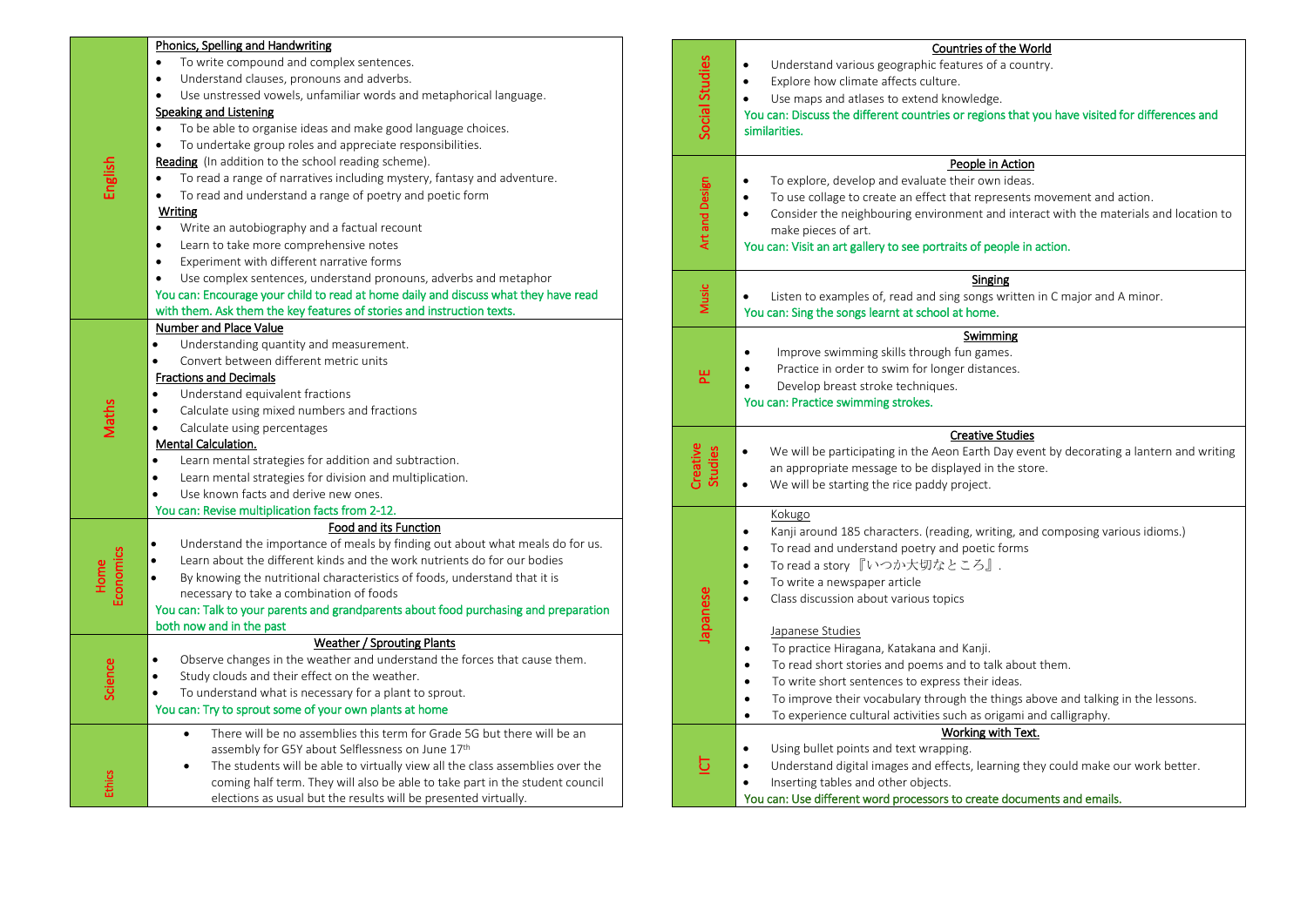| | |
|---|---|
| **English** | **Phonics, Spelling and Handwriting**<br>• To write compound and complex sentences.<br>• Understand clauses, pronouns and adverbs.<br>• Use unstressed vowels, unfamiliar words and metaphorical language.<br>**Speaking and Listening**<br>• To be able to organise ideas and make good language choices.<br>• To undertake group roles and appreciate responsibilities.<br>**Reading** (In addition to the school reading scheme).<br>• To read a range of narratives including mystery, fantasy and adventure.<br>• To read and understand a range of poetry and poetic form<br>**Writing**<br>• Write an autobiography and a factual recount<br>• Learn to take more comprehensive notes<br>• Experiment with different narrative forms<br>• Use complex sentences, understand pronouns, adverbs and metaphor<br>You can: Encourage your child to read at home daily and discuss what they have read with them. Ask them the key features of stories and instruction texts. |
| **Maths** | **Number and Place Value**<br>• Understanding quantity and measurement.<br>• Convert between different metric units<br>**Fractions and Decimals**<br>• Understand equivalent fractions<br>• Calculate using mixed numbers and fractions<br>• Calculate using percentages<br>**Mental Calculation.**<br>• Learn mental strategies for addition and subtraction.<br>• Learn mental strategies for division and multiplication.<br>• Use known facts and derive new ones.<br>You can: Revise multiplication facts from 2-12. |
| **Home Economics** | **Food and its Function**<br>• Understand the importance of meals by finding out about what meals do for us.<br>• Learn about the different kinds and the work nutrients do for our bodies<br>• By knowing the nutritional characteristics of foods, understand that it is necessary to take a combination of foods<br>You can: Talk to your parents and grandparents about food purchasing and preparation both now and in the past |
| **Science** | **Weather / Sprouting Plants**<br>• Observe changes in the weather and understand the forces that cause them.<br>• Study clouds and their effect on the weather.<br>• To understand what is necessary for a plant to sprout.<br>You can: Try to sprout some of your own plants at home |
| **Ethics** | • There will be no assemblies this term for Grade 5G but there will be an assembly for G5Y about Selflessness on June 17th<br>• The students will be able to virtually view all the class assemblies over the coming half term. They will also be able to take part in the student council elections as usual but the results will be presented virtually. |
| **Social Studies** | **Countries of the World**<br>• Understand various geographic features of a country.<br>• Explore how climate affects culture.<br>• Use maps and atlases to extend knowledge.<br>You can: Discuss the different countries or regions that you have visited for differences and similarities. |
| **Art and Design** | **People in Action**<br>• To explore, develop and evaluate their own ideas.<br>• To use collage to create an effect that represents movement and action.<br>• Consider the neighbouring environment and interact with the materials and location to make pieces of art.<br>You can: Visit an art gallery to see portraits of people in action. |
| **Music** | **Singing**<br>• Listen to examples of, read and sing songs written in C major and A minor.<br>You can: Sing the songs learnt at school at home. |
| **PE** | **Swimming**<br>• Improve swimming skills through fun games.<br>• Practice in order to swim for longer distances.<br>• Develop breast stroke techniques.<br>You can: Practice swimming strokes. |
| **Creative Studies** | **Creative Studies**<br>• We will be participating in the Aeon Earth Day event by decorating a lantern and writing an appropriate message to be displayed in the store.<br>• We will be starting the rice paddy project. |
| **Japanese** | **Kokugo**<br>• Kanji around 185 characters. (reading, writing, and composing various idioms.)<br>• To read and understand poetry and poetic forms<br>• To read a story 『いつか大切なところ』.<br>• To write a newspaper article<br>• Class discussion about various topics<br>**Japanese Studies**<br>• To practice Hiragana, Katakana and Kanji.<br>• To read short stories and poems and to talk about them.<br>• To write short sentences to express their ideas.<br>• To improve their vocabulary through the things above and talking in the lessons.<br>• To experience cultural activities such as origami and calligraphy. |
| **ICT** | **Working with Text.**<br>• Using bullet points and text wrapping.<br>• Understand digital images and effects, learning they could make our work better.<br>• Inserting tables and other objects.<br>You can: Use different word processors to create documents and emails. |